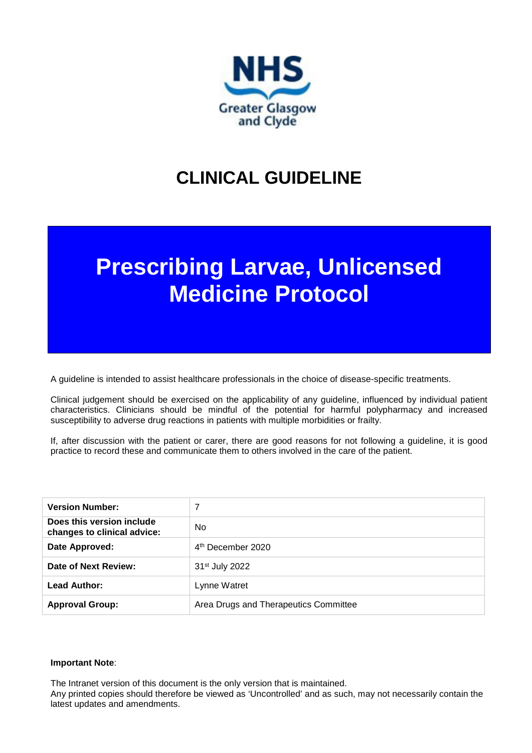NHS Greater Glasgow and Clyde

# CLINICAL GUIDELINE

# Prescribing Larvae, Unlicensed Medicine Protocol

A guideline is intended to assist healthcare professionals in the choice of disease-specific treatments.

Clinical judgement should be exercised on the applicability of any guideline, influenced by individual patient characteristics. Clinicians should be mindful of the potential for harmful polypharmacy and increased susceptibility to adverse drug reactions in patients with multiple morbidities or frailty.

If, after discussion with the patient or carer, there are good reasons for not following a guideline, it is good practice to record these and communicate them to others involved in the care of the patient.

| | |
|---|---|
| **Version Number:** | 7 |
| **Does this version include changes to clinical advice:** | No |
| **Date Approved:** | 4th December 2020 |
| **Date of Next Review:** | 31st July 2022 |
| **Lead Author:** | Lynne Watret |
| **Approval Group:** | Area Drugs and Therapeutics Committee |

**Important Note**:

The Intranet version of this document is the only version that is maintained.
Any printed copies should therefore be viewed as 'Uncontrolled' and as such, may not necessarily contain the latest updates and amendments.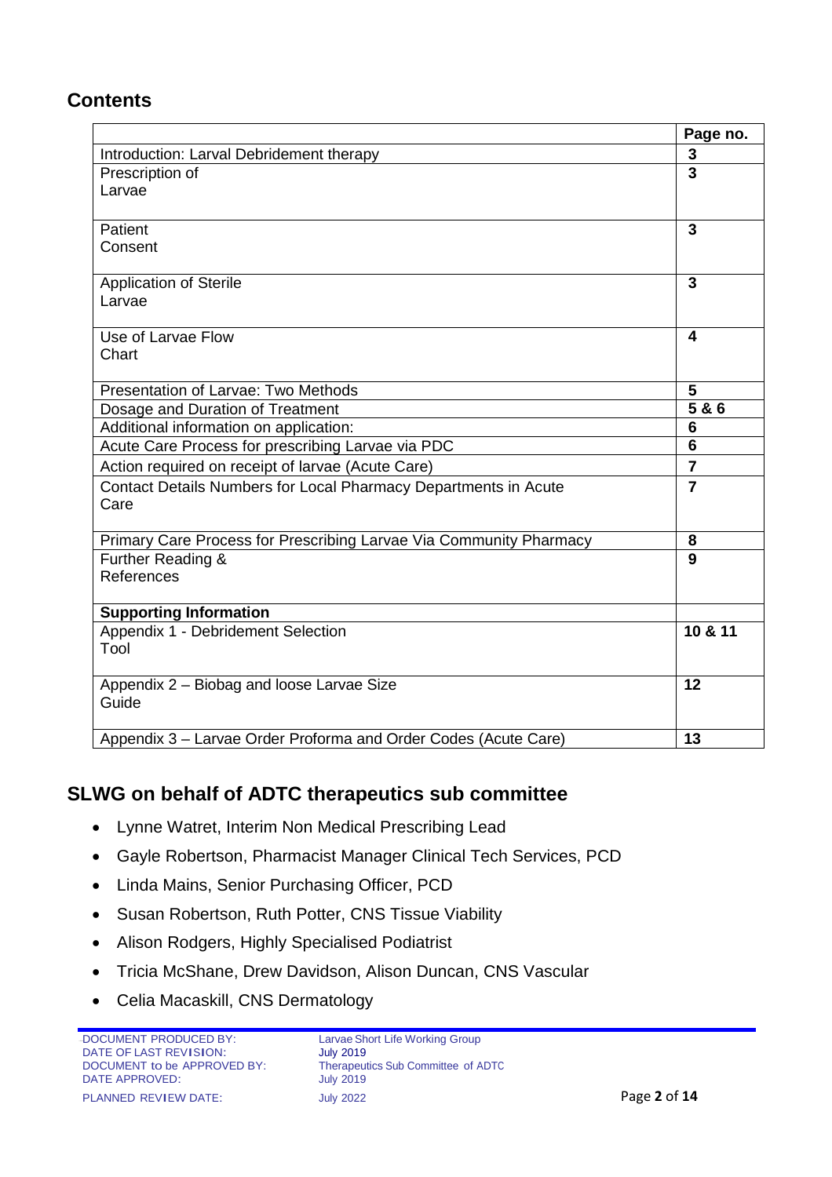## Contents

| | Page no. |
|---|---|
| Introduction: Larval Debridement therapy | 3 |
| Prescription of Larvae | 3 |
| Patient Consent | 3 |
| Application of Sterile Larvae | 3 |
| Use of Larvae Flow Chart | 4 |
| Presentation of Larvae: Two Methods | 5 |
| Dosage and Duration of Treatment | 5 & 6 |
| Additional information on application: | 6 |
| Acute Care Process for prescribing Larvae via PDC | 6 |
| Action required on receipt of larvae (Acute Care) | 7 |
| Contact Details Numbers for Local Pharmacy Departments in Acute Care | 7 |
| Primary Care Process for Prescribing Larvae Via Community Pharmacy | 8 |
| Further Reading & References | 9 |
| **Supporting Information** | |
| Appendix 1 - Debridement Selection Tool | 10 & 11 |
| Appendix 2 – Biobag and loose Larvae Size Guide | 12 |
| Appendix 3 – Larvae Order Proforma and Order Codes (Acute Care) | 13 |

## SLWG on behalf of ADTC therapeutics sub committee

- Lynne Watret, Interim Non Medical Prescribing Lead
- Gayle Robertson, Pharmacist Manager Clinical Tech Services, PCD
- Linda Mains, Senior Purchasing Officer, PCD
- Susan Robertson, Ruth Potter, CNS Tissue Viability
- Alison Rodgers, Highly Specialised Podiatrist
- Tricia McShane, Drew Davidson, Alison Duncan, CNS Vascular
- Celia Macaskill, CNS Dermatology

| | |
|---|---|
| DOCUMENT PRODUCED BY: | Larvae Short Life Working Group |
| DATE OF LAST REVISION: | July 2019 |
| DOCUMENT to be APPROVED BY: | Therapeutics Sub Committee of ADTC |
| DATE APPROVED: | July 2019 |
| PLANNED REVIEW DATE: | July 2022 |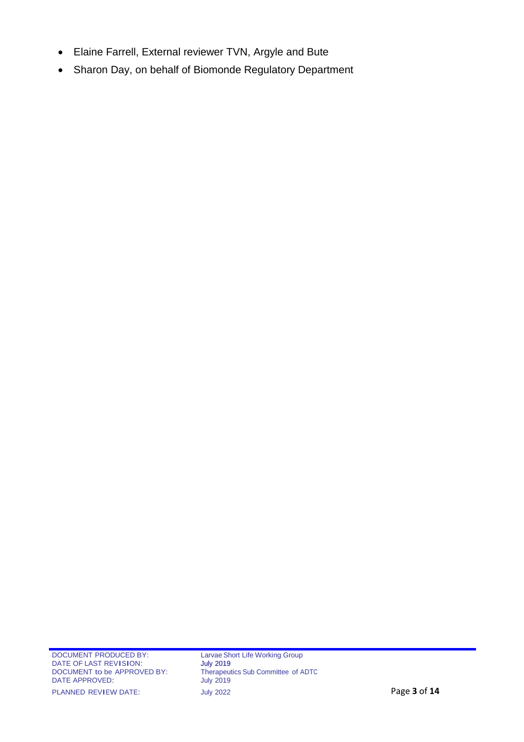- Elaine Farrell, External reviewer TVN, Argyle and Bute
- Sharon Day, on behalf of Biomonde Regulatory Department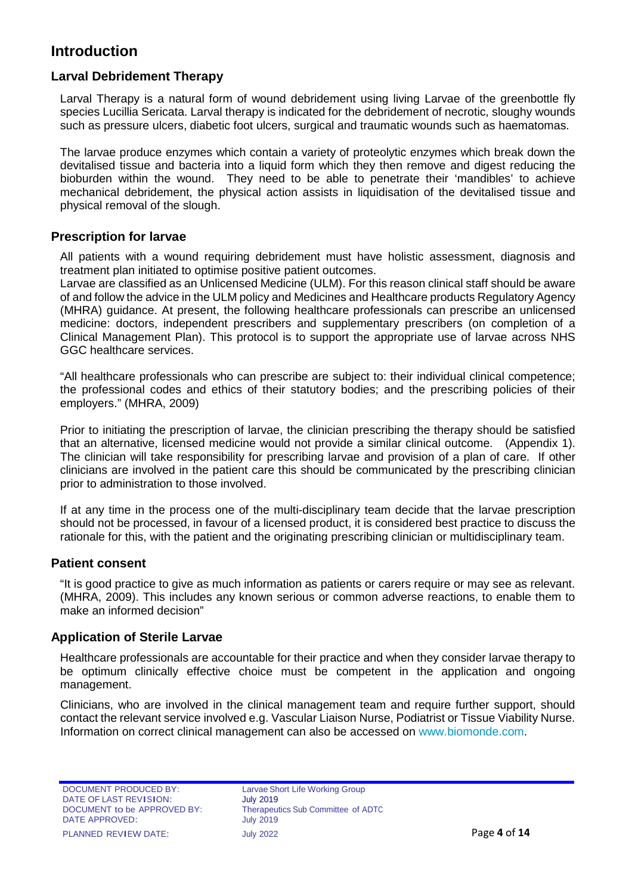# Introduction

## Larval Debridement Therapy

Larval Therapy is a natural form of wound debridement using living Larvae of the greenbottle fly species Lucillia Sericata. Larval therapy is indicated for the debridement of necrotic, sloughy wounds such as pressure ulcers, diabetic foot ulcers, surgical and traumatic wounds such as haematomas.

The larvae produce enzymes which contain a variety of proteolytic enzymes which break down the devitalised tissue and bacteria into a liquid form which they then remove and digest reducing the bioburden within the wound. They need to be able to penetrate their 'mandibles' to achieve mechanical debridement, the physical action assists in liquidisation of the devitalised tissue and physical removal of the slough.

## Prescription for larvae

All patients with a wound requiring debridement must have holistic assessment, diagnosis and treatment plan initiated to optimise positive patient outcomes.

Larvae are classified as an Unlicensed Medicine (ULM). For this reason clinical staff should be aware of and follow the advice in the ULM policy and Medicines and Healthcare products Regulatory Agency (MHRA) guidance. At present, the following healthcare professionals can prescribe an unlicensed medicine: doctors, independent prescribers and supplementary prescribers (on completion of a Clinical Management Plan). This protocol is to support the appropriate use of larvae across NHS GGC healthcare services.

"All healthcare professionals who can prescribe are subject to: their individual clinical competence; the professional codes and ethics of their statutory bodies; and the prescribing policies of their employers." (MHRA, 2009)

Prior to initiating the prescription of larvae, the clinician prescribing the therapy should be satisfied that an alternative, licensed medicine would not provide a similar clinical outcome. (Appendix 1). The clinician will take responsibility for prescribing larvae and provision of a plan of care. If other clinicians are involved in the patient care this should be communicated by the prescribing clinician prior to administration to those involved.

If at any time in the process one of the multi-disciplinary team decide that the larvae prescription should not be processed, in favour of a licensed product, it is considered best practice to discuss the rationale for this, with the patient and the originating prescribing clinician or multidisciplinary team.

## Patient consent

"It is good practice to give as much information as patients or carers require or may see as relevant. (MHRA, 2009). This includes any known serious or common adverse reactions, to enable them to make an informed decision"

## Application of Sterile Larvae

Healthcare professionals are accountable for their practice and when they consider larvae therapy to be optimum clinically effective choice must be competent in the application and ongoing management.

Clinicians, who are involved in the clinical management team and require further support, should contact the relevant service involved e.g. Vascular Liaison Nurse, Podiatrist or Tissue Viability Nurse. Information on correct clinical management can also be accessed on www.biomonde.com.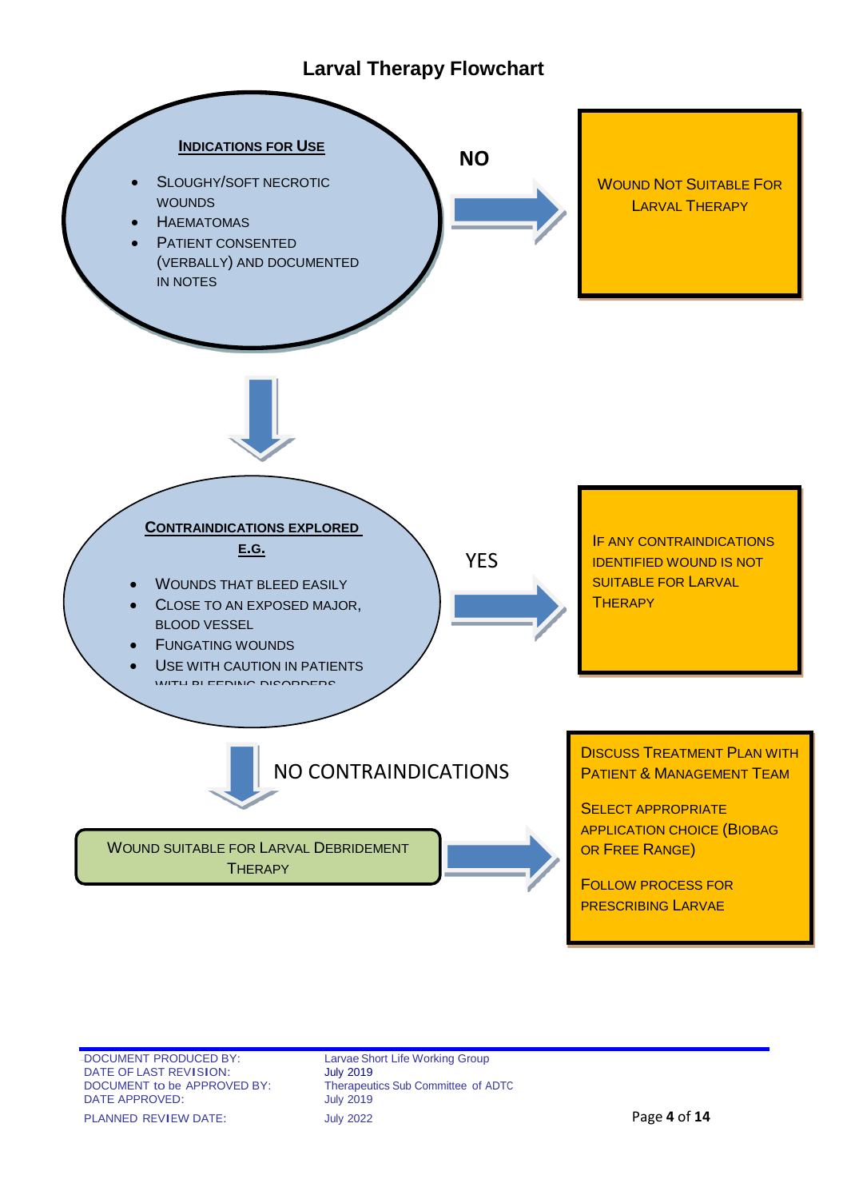# Larval Therapy Flowchart

**Indications for Use**

- Sloughy/soft necrotic wounds
- Haematomas
- Patient consented (verbally) and documented in notes

**NO** → Wound Not Suitable For Larval Therapy

↓

**Contraindications explored e.g.**

- Wounds that bleed easily
- Close to an exposed major, blood vessel
- Fungating wounds
- Use with caution in patients with bleeding disorders

**YES** → If any contraindications identified wound is not suitable for larval therapy

↓ NO CONTRAINDICATIONS

Wound suitable for Larval Debridement Therapy

→

Discuss Treatment Plan with Patient & Management Team

Select appropriate application choice (Biobag or Free Range)

Follow process for prescribing Larvae

| | |
|---|---|
| DOCUMENT PRODUCED BY: | Larvae Short Life Working Group |
| DATE OF LAST REVISION: | July 2019 |
| DOCUMENT to be APPROVED BY: | Therapeutics Sub Committee of ADTC |
| DATE APPROVED: | July 2019 |
| PLANNED REVIEW DATE: | July 2022 |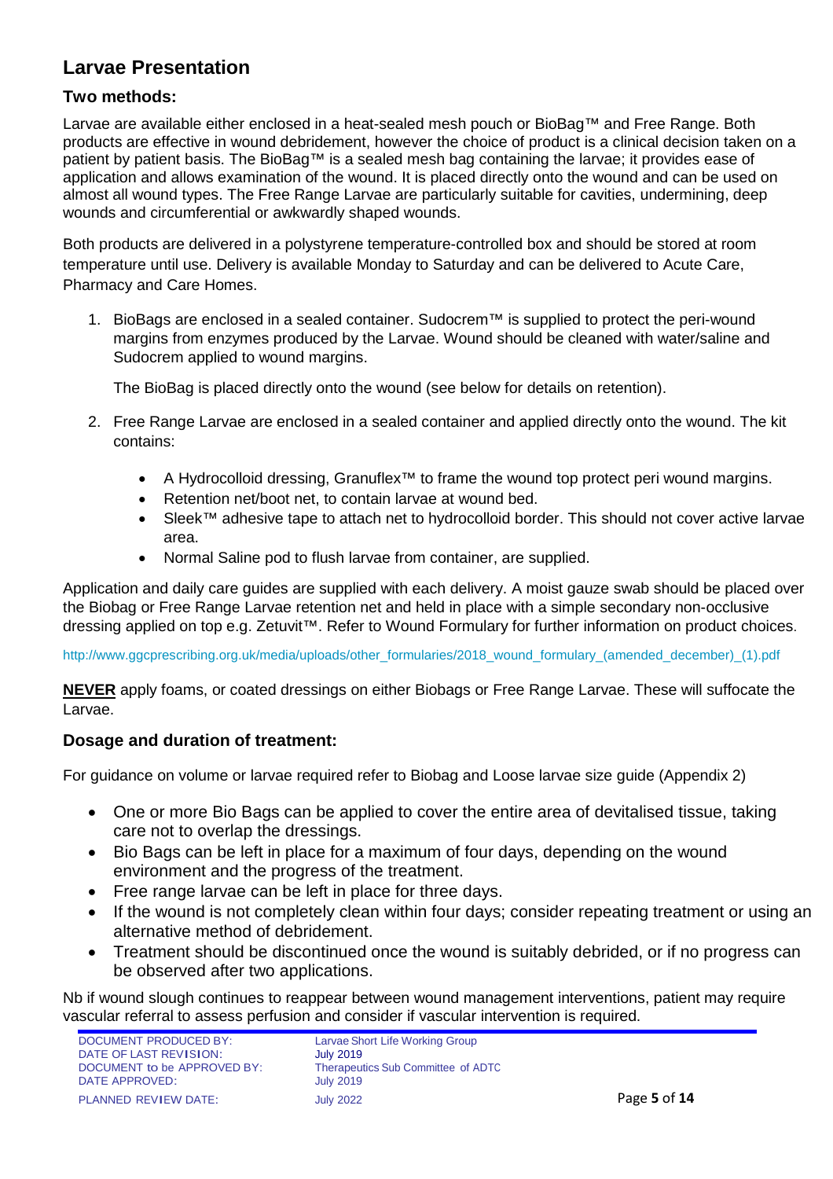## Larvae Presentation

### Two methods:

Larvae are available either enclosed in a heat-sealed mesh pouch or BioBag™ and Free Range. Both products are effective in wound debridement, however the choice of product is a clinical decision taken on a patient by patient basis. The BioBag™ is a sealed mesh bag containing the larvae; it provides ease of application and allows examination of the wound. It is placed directly onto the wound and can be used on almost all wound types. The Free Range Larvae are particularly suitable for cavities, undermining, deep wounds and circumferential or awkwardly shaped wounds.

Both products are delivered in a polystyrene temperature-controlled box and should be stored at room temperature until use. Delivery is available Monday to Saturday and can be delivered to Acute Care, Pharmacy and Care Homes.

1. BioBags are enclosed in a sealed container. Sudocrem™ is supplied to protect the peri-wound margins from enzymes produced by the Larvae. Wound should be cleaned with water/saline and Sudocrem applied to wound margins.

   The BioBag is placed directly onto the wound (see below for details on retention).

2. Free Range Larvae are enclosed in a sealed container and applied directly onto the wound. The kit contains:

   - A Hydrocolloid dressing, Granuflex™ to frame the wound top protect peri wound margins.
   - Retention net/boot net, to contain larvae at wound bed.
   - Sleek™ adhesive tape to attach net to hydrocolloid border. This should not cover active larvae area.
   - Normal Saline pod to flush larvae from container, are supplied.

Application and daily care guides are supplied with each delivery. A moist gauze swab should be placed over the Biobag or Free Range Larvae retention net and held in place with a simple secondary non-occlusive dressing applied on top e.g. Zetuvit™. Refer to Wound Formulary for further information on product choices.

http://www.ggcprescribing.org.uk/media/uploads/other_formularies/2018_wound_formulary_(amended_december)_(1).pdf

**NEVER** apply foams, or coated dressings on either Biobags or Free Range Larvae. These will suffocate the Larvae.

### Dosage and duration of treatment:

For guidance on volume or larvae required refer to Biobag and Loose larvae size guide (Appendix 2)

- One or more Bio Bags can be applied to cover the entire area of devitalised tissue, taking care not to overlap the dressings.
- Bio Bags can be left in place for a maximum of four days, depending on the wound environment and the progress of the treatment.
- Free range larvae can be left in place for three days.
- If the wound is not completely clean within four days; consider repeating treatment or using an alternative method of debridement.
- Treatment should be discontinued once the wound is suitably debrided, or if no progress can be observed after two applications.

Nb if wound slough continues to reappear between wound management interventions, patient may require vascular referral to assess perfusion and consider if vascular intervention is required.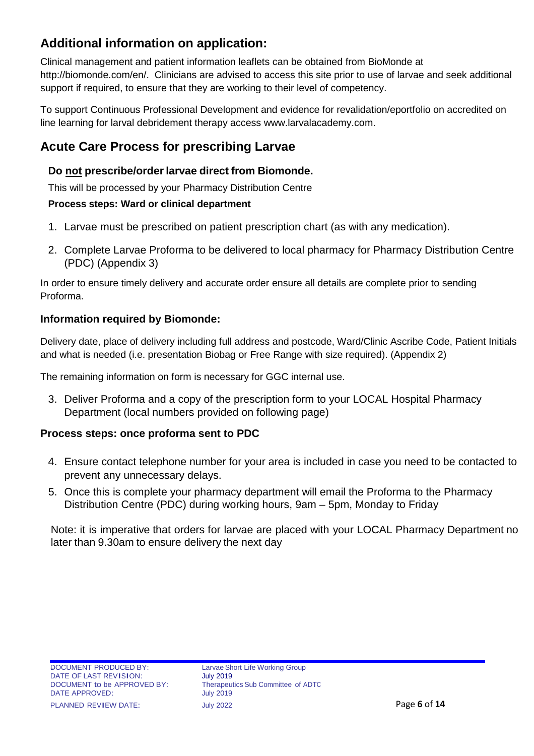## Additional information on application:

Clinical management and patient information leaflets can be obtained from BioMonde at http://biomonde.com/en/. Clinicians are advised to access this site prior to use of larvae and seek additional support if required, to ensure that they are working to their level of competency.

To support Continuous Professional Development and evidence for revalidation/eportfolio on accredited on line learning for larval debridement therapy access www.larvalacademy.com.

## Acute Care Process for prescribing Larvae

### Do not prescribe/order larvae direct from Biomonde.

This will be processed by your Pharmacy Distribution Centre

**Process steps: Ward or clinical department**

1. Larvae must be prescribed on patient prescription chart (as with any medication).
2. Complete Larvae Proforma to be delivered to local pharmacy for Pharmacy Distribution Centre (PDC) (Appendix 3)

In order to ensure timely delivery and accurate order ensure all details are complete prior to sending Proforma.

### Information required by Biomonde:

Delivery date, place of delivery including full address and postcode, Ward/Clinic Ascribe Code, Patient Initials and what is needed (i.e. presentation Biobag or Free Range with size required). (Appendix 2)

The remaining information on form is necessary for GGC internal use.

3. Deliver Proforma and a copy of the prescription form to your LOCAL Hospital Pharmacy Department (local numbers provided on following page)

### Process steps: once proforma sent to PDC

4. Ensure contact telephone number for your area is included in case you need to be contacted to prevent any unnecessary delays.
5. Once this is complete your pharmacy department will email the Proforma to the Pharmacy Distribution Centre (PDC) during working hours, 9am – 5pm, Monday to Friday

Note: it is imperative that orders for larvae are placed with your LOCAL Pharmacy Department no later than 9.30am to ensure delivery the next day

| | |
|---|---|
| DOCUMENT PRODUCED BY: | Larvae Short Life Working Group |
| DATE OF LAST REVISION: | July 2019 |
| DOCUMENT to be APPROVED BY: | Therapeutics Sub Committee of ADTC |
| DATE APPROVED: | July 2019 |
| PLANNED REVIEW DATE: | July 2022 |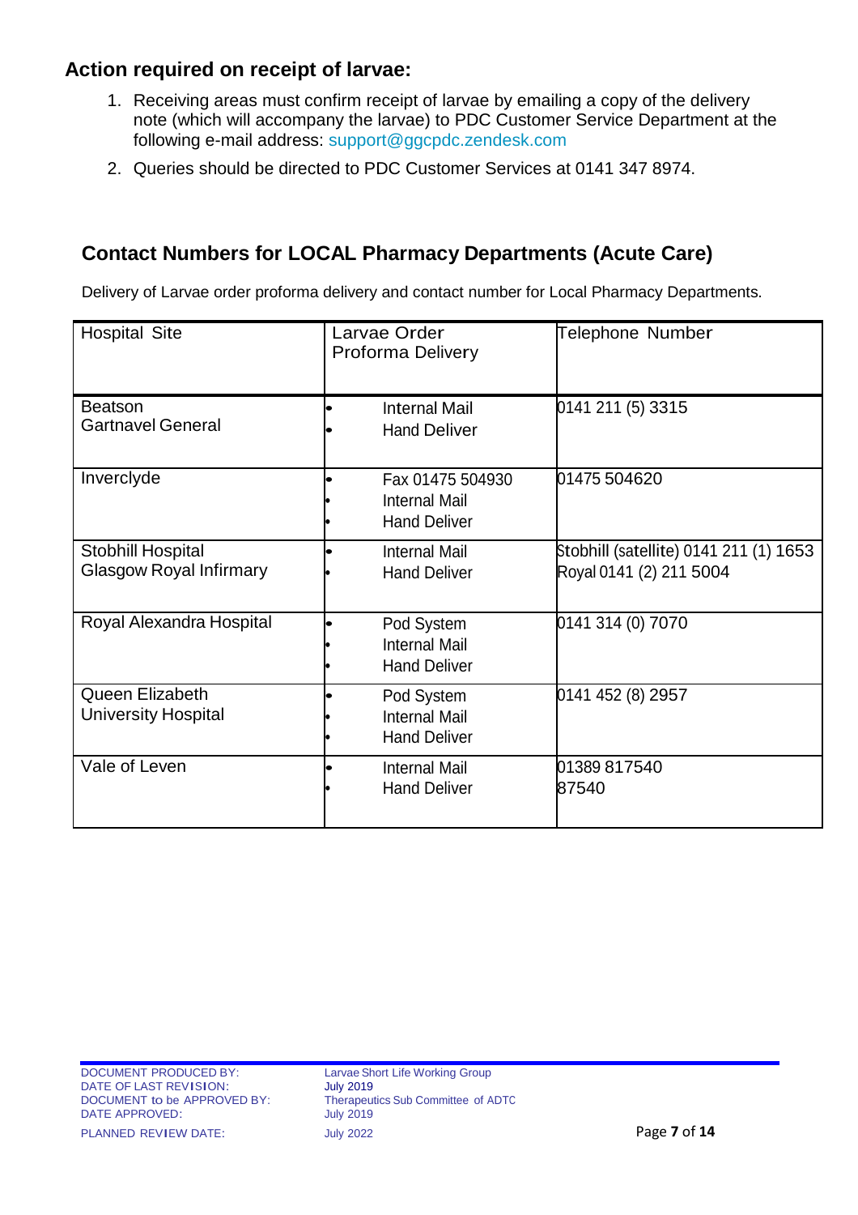## Action required on receipt of larvae:

1. Receiving areas must confirm receipt of larvae by emailing a copy of the delivery note (which will accompany the larvae) to PDC Customer Service Department at the following e-mail address: support@ggcpdc.zendesk.com
2. Queries should be directed to PDC Customer Services at 0141 347 8974.

## Contact Numbers for LOCAL Pharmacy Departments (Acute Care)

Delivery of Larvae order proforma delivery and contact number for Local Pharmacy Departments.

| Hospital Site | Larvae Order Proforma Delivery | Telephone Number |
|---|---|---|
| Beatson<br>Gartnavel General | • Internal Mail<br>• Hand Deliver | 0141 211 (5) 3315 |
| Inverclyde | • Fax 01475 504930<br>• Internal Mail<br>• Hand Deliver | 01475 504620 |
| Stobhill Hospital<br>Glasgow Royal Infirmary | • Internal Mail<br>• Hand Deliver | Stobhill (satellite) 0141 211 (1) 1653<br>Royal 0141 (2) 211 5004 |
| Royal Alexandra Hospital | • Pod System<br>• Internal Mail<br>• Hand Deliver | 0141 314 (0) 7070 |
| Queen Elizabeth University Hospital | • Pod System<br>• Internal Mail<br>• Hand Deliver | 0141 452 (8) 2957 |
| Vale of Leven | • Internal Mail<br>• Hand Deliver | 01389 817540<br>87540 |

DOCUMENT PRODUCED BY: Larvae Short Life Working Group
DATE OF LAST REVISION: July 2019
DOCUMENT to be APPROVED BY: Therapeutics Sub Committee of ADTC
DATE APPROVED: July 2019
PLANNED REVIEW DATE: July 2022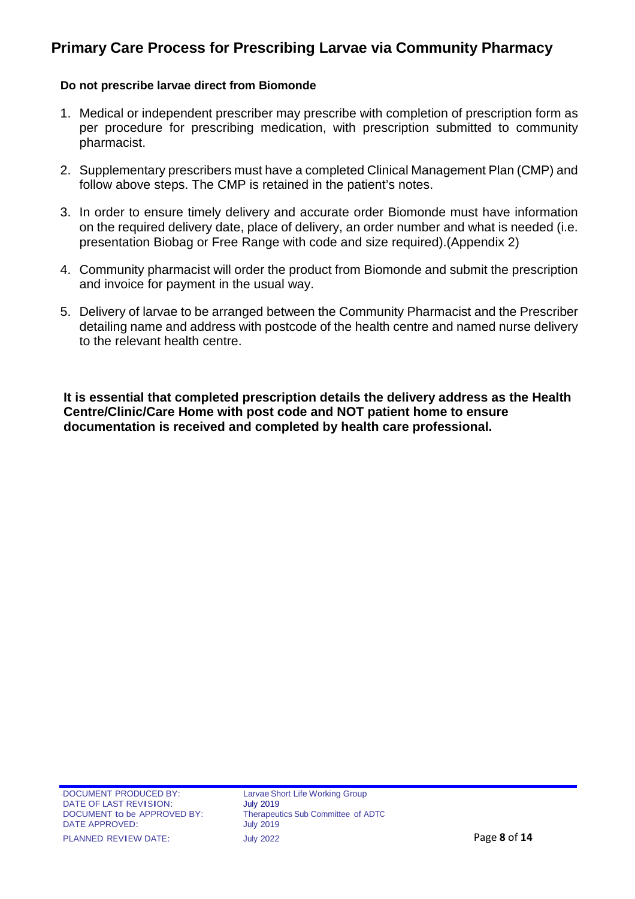# Primary Care Process for Prescribing Larvae via Community Pharmacy

**Do not prescribe larvae direct from Biomonde**

1. Medical or independent prescriber may prescribe with completion of prescription form as per procedure for prescribing medication, with prescription submitted to community pharmacist.
2. Supplementary prescribers must have a completed Clinical Management Plan (CMP) and follow above steps. The CMP is retained in the patient's notes.
3. In order to ensure timely delivery and accurate order Biomonde must have information on the required delivery date, place of delivery, an order number and what is needed (i.e. presentation Biobag or Free Range with code and size required).(Appendix 2)
4. Community pharmacist will order the product from Biomonde and submit the prescription and invoice for payment in the usual way.
5. Delivery of larvae to be arranged between the Community Pharmacist and the Prescriber detailing name and address with postcode of the health centre and named nurse delivery to the relevant health centre.

**It is essential that completed prescription details the delivery address as the Health Centre/Clinic/Care Home with post code and NOT patient home to ensure documentation is received and completed by health care professional.**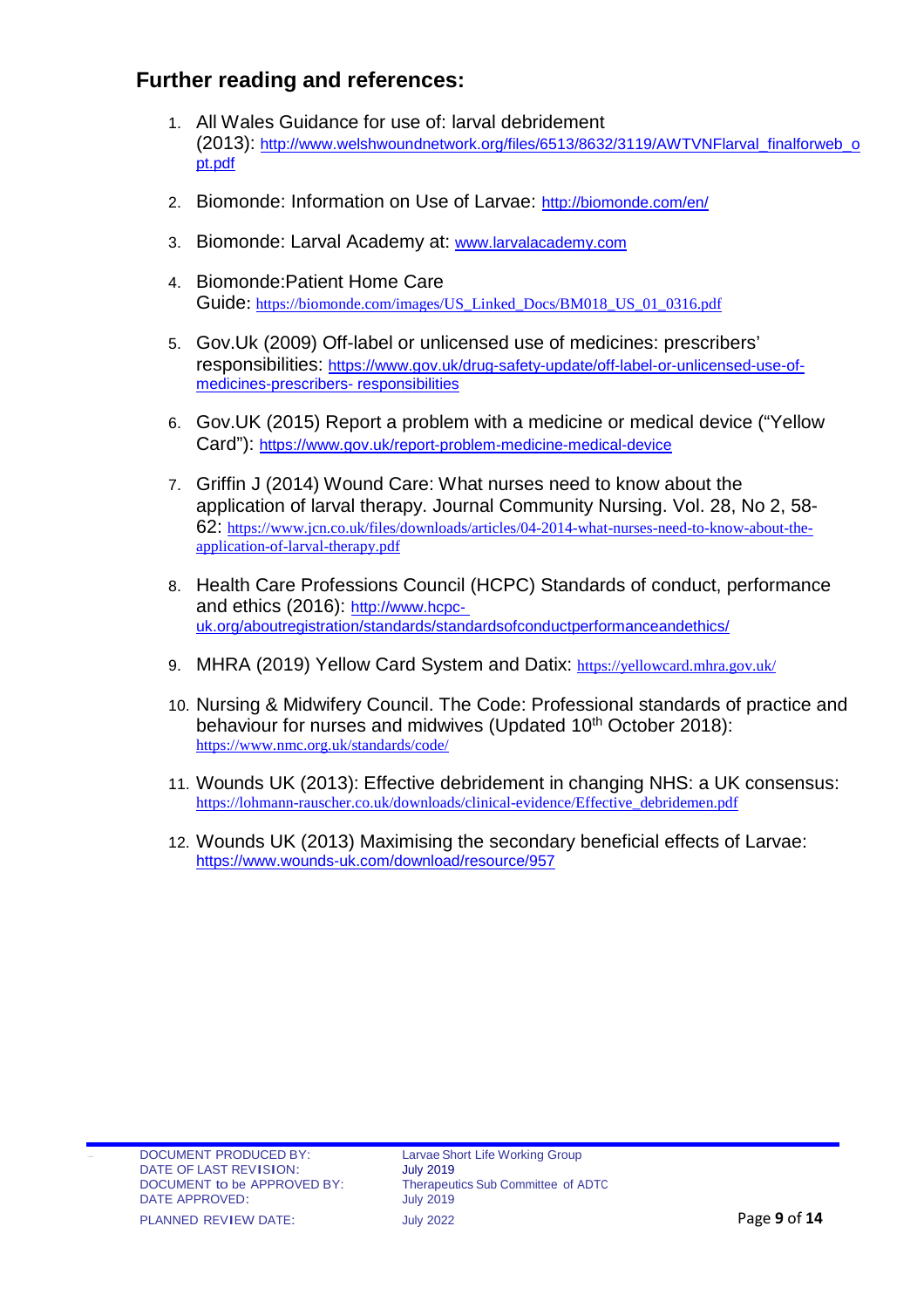## Further reading and references:

1. All Wales Guidance for use of: larval debridement (2013): http://www.welshwoundnetwork.org/files/6513/8632/3119/AWTVNFlarval_finalforweb_opt.pdf

2. Biomonde: Information on Use of Larvae: http://biomonde.com/en/

3. Biomonde: Larval Academy at: www.larvalacademy.com

4. Biomonde:Patient Home Care Guide: https://biomonde.com/images/US_Linked_Docs/BM018_US_01_0316.pdf

5. Gov.Uk (2009) Off-label or unlicensed use of medicines: prescribers' responsibilities: https://www.gov.uk/drug-safety-update/off-label-or-unlicensed-use-of-medicines-prescribers- responsibilities

6. Gov.UK (2015) Report a problem with a medicine or medical device ("Yellow Card"): https://www.gov.uk/report-problem-medicine-medical-device

7. Griffin J (2014) Wound Care: What nurses need to know about the application of larval therapy. Journal Community Nursing. Vol. 28, No 2, 58-62: https://www.jcn.co.uk/files/downloads/articles/04-2014-what-nurses-need-to-know-about-the-application-of-larval-therapy.pdf

8. Health Care Professions Council (HCPC) Standards of conduct, performance and ethics (2016): http://www.hcpc-uk.org/aboutregistration/standards/standardsofconductperformanceandethics/

9. MHRA (2019) Yellow Card System and Datix: https://yellowcard.mhra.gov.uk/

10. Nursing & Midwifery Council. The Code: Professional standards of practice and behaviour for nurses and midwives (Updated 10th October 2018): https://www.nmc.org.uk/standards/code/

11. Wounds UK (2013): Effective debridement in changing NHS: a UK consensus: https://lohmann-rauscher.co.uk/downloads/clinical-evidence/Effective_debridemen.pdf

12. Wounds UK (2013) Maximising the secondary beneficial effects of Larvae: https://www.wounds-uk.com/download/resource/957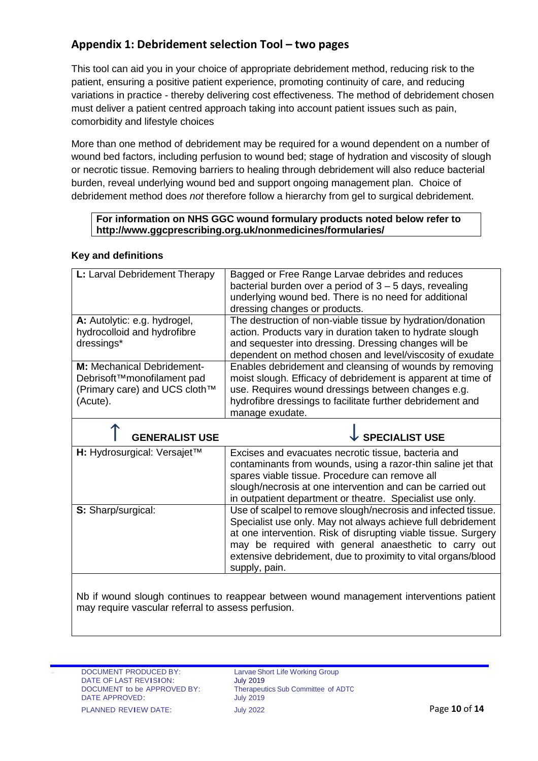## Appendix 1: Debridement selection Tool – two pages

This tool can aid you in your choice of appropriate debridement method, reducing risk to the patient, ensuring a positive patient experience, promoting continuity of care, and reducing variations in practice - thereby delivering cost effectiveness. The method of debridement chosen must deliver a patient centred approach taking into account patient issues such as pain, comorbidity and lifestyle choices

More than one method of debridement may be required for a wound dependent on a number of wound bed factors, including perfusion to wound bed; stage of hydration and viscosity of slough or necrotic tissue. Removing barriers to healing through debridement will also reduce bacterial burden, reveal underlying wound bed and support ongoing management plan. Choice of debridement method does *not* therefore follow a hierarchy from gel to surgical debridement.

**For information on NHS GGC wound formulary products noted below refer to http://www.ggcprescribing.org.uk/nonmedicines/formularies/**

### Key and definitions

| | |
|---|---|
| **L:** Larval Debridement Therapy | Bagged or Free Range Larvae debrides and reduces bacterial burden over a period of 3 – 5 days, revealing underlying wound bed. There is no need for additional dressing changes or products. |
| **A:** Autolytic: e.g. hydrogel, hydrocolloid and hydrofibre dressings* | The destruction of non-viable tissue by hydration/donation action. Products vary in duration taken to hydrate slough and sequester into dressing. Dressing changes will be dependent on method chosen and level/viscosity of exudate |
| **M:** Mechanical Debridement-Debrisoft™monofilament pad (Primary care) and UCS cloth™ (Acute). | Enables debridement and cleansing of wounds by removing moist slough. Efficacy of debridement is apparent at time of use. Requires wound dressings between changes e.g. hydrofibre dressings to facilitate further debridement and manage exudate. |
| ↑ **GENERALIST USE** | ↓ **SPECIALIST USE** |
| **H:** Hydrosurgical: Versajet™ | Excises and evacuates necrotic tissue, bacteria and contaminants from wounds, using a razor-thin saline jet that spares viable tissue. Procedure can remove all slough/necrosis at one intervention and can be carried out in outpatient department or theatre. Specialist use only. |
| **S:** Sharp/surgical: | Use of scalpel to remove slough/necrosis and infected tissue. Specialist use only. May not always achieve full debridement at one intervention. Risk of disrupting viable tissue. Surgery may be required with general anaesthetic to carry out extensive debridement, due to proximity to vital organs/blood supply, pain. |

Nb if wound slough continues to reappear between wound management interventions patient may require vascular referral to assess perfusion.

| | |
|---|---|
| DOCUMENT PRODUCED BY: | Larvae Short Life Working Group |
| DATE OF LAST REVISION: | July 2019 |
| DOCUMENT to be APPROVED BY: | Therapeutics Sub Committee of ADTC |
| DATE APPROVED: | July 2019 |
| PLANNED REVIEW DATE: | July 2022 |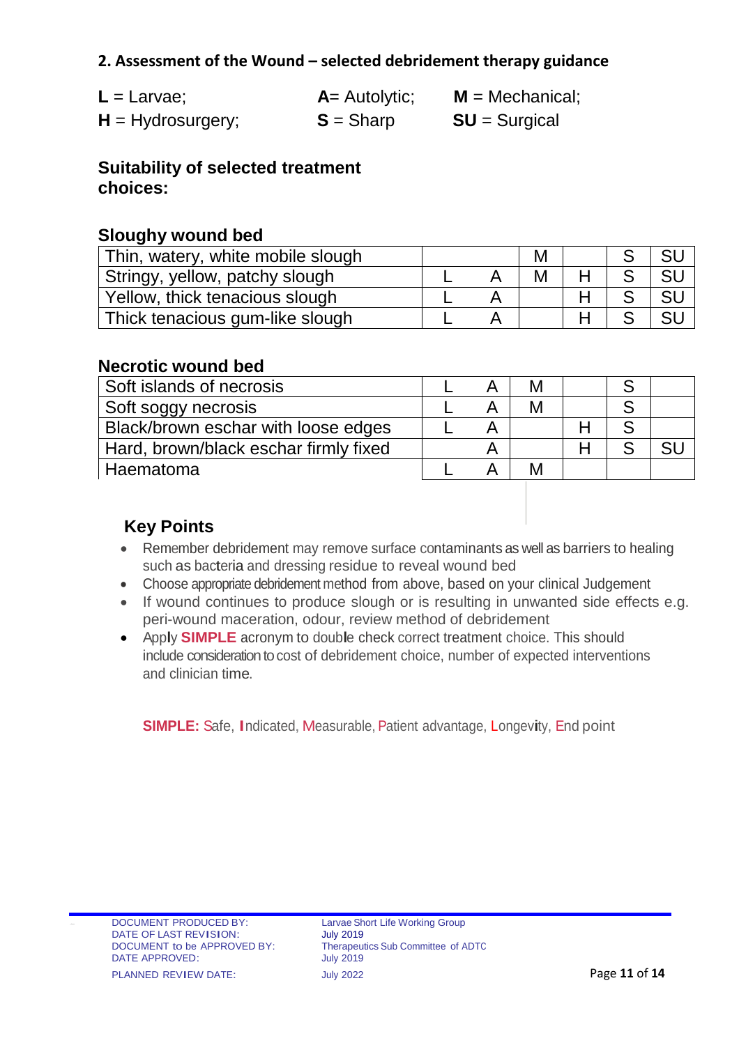## 2. Assessment of the Wound – selected debridement therapy guidance

**L** = Larvae; **A**= Autolytic; **M** = Mechanical;
**H** = Hydrosurgery; **S** = Sharp **SU** = Surgical

### Suitability of selected treatment choices:

#### Sloughy wound bed

| Thin, watery, white mobile slough | | | M | | S | SU |
|---|---|---|---|---|---|---|
| Stringy, yellow, patchy slough | L | A | M | H | S | SU |
| Yellow, thick tenacious slough | L | A | | H | S | SU |
| Thick tenacious gum-like slough | L | A | | H | S | SU |

#### Necrotic wound bed

| Soft islands of necrosis | L | A | M | | S | |
|---|---|---|---|---|---|---|
| Soft soggy necrosis | L | A | M | | S | |
| Black/brown eschar with loose edges | L | A | | H | S | |
| Hard, brown/black eschar firmly fixed | | A | | H | S | SU |
| Haematoma | L | A | M | | | |

### Key Points

- Remember debridement may remove surface contaminants as well as barriers to healing such as bacteria and dressing residue to reveal wound bed
- Choose appropriate debridement method from above, based on your clinical Judgement
- If wound continues to produce slough or is resulting in unwanted side effects e.g. peri-wound maceration, odour, review method of debridement
- Apply **SIMPLE** acronym to double check correct treatment choice. This should include consideration to cost of debridement choice, number of expected interventions and clinician time.

**SIMPLE:** Safe, Indicated, Measurable, Patient advantage, Longevity, End point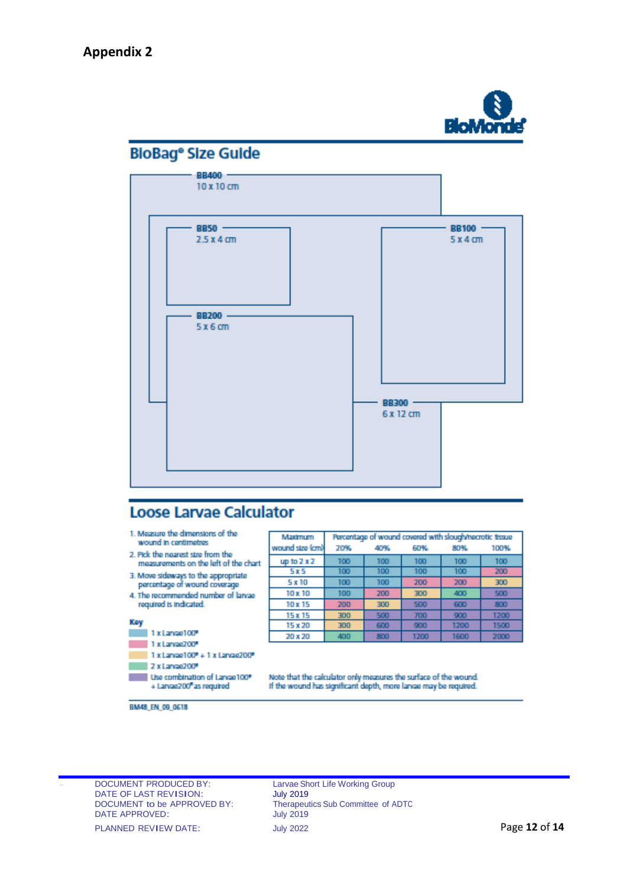## Appendix 2

BioMonde®

## BioBag® Size Guide

- **BB400** 10 x 10 cm
- **BB50** 2.5 x 4 cm
- **BB100** 5 x 4 cm
- **BB200** 5 x 6 cm
- **BB300** 6 x 12 cm

## Loose Larvae Calculator

1. Measure the dimensions of the wound in centimetres
2. Pick the nearest size from the measurements on the left of the chart
3. Move sideways to the appropriate percentage of wound coverage
4. The recommended number of larvae required is indicated.

**Key**

- 1 x Larvae100®
- 1 x Larvae200®
- 1 x Larvae100® + 1 x Larvae200®
- 2 x Larvae200®
- Use combination of Larvae100® + Larvae200® as required

| Maximum wound size (cm) | Percentage of wound covered with slough/necrotic tissue | | | | |
|---|---|---|---|---|---|
| | 20% | 40% | 60% | 80% | 100% |
| up to 2 x 2 | 100 | 100 | 100 | 100 | 100 |
| 5 x 5 | 100 | 100 | 100 | 100 | 200 |
| 5 x 10 | 100 | 100 | 200 | 200 | 300 |
| 10 x 10 | 100 | 200 | 300 | 400 | 500 |
| 10 x 15 | 200 | 300 | 500 | 600 | 800 |
| 15 x 15 | 300 | 500 | 700 | 900 | 1200 |
| 15 x 20 | 300 | 600 | 900 | 1200 | 1500 |
| 20 x 20 | 400 | 800 | 1200 | 1600 | 2000 |

Note that the calculator only measures the surface of the wound. If the wound has significant depth, more larvae may be required.

BM48_EN_09_0618

DOCUMENT PRODUCED BY: Larvae Short Life Working Group
DATE OF LAST REVISION: July 2019
DOCUMENT to be APPROVED BY: Therapeutics Sub Committee of ADTC
DATE APPROVED: July 2019
PLANNED REVIEW DATE: July 2022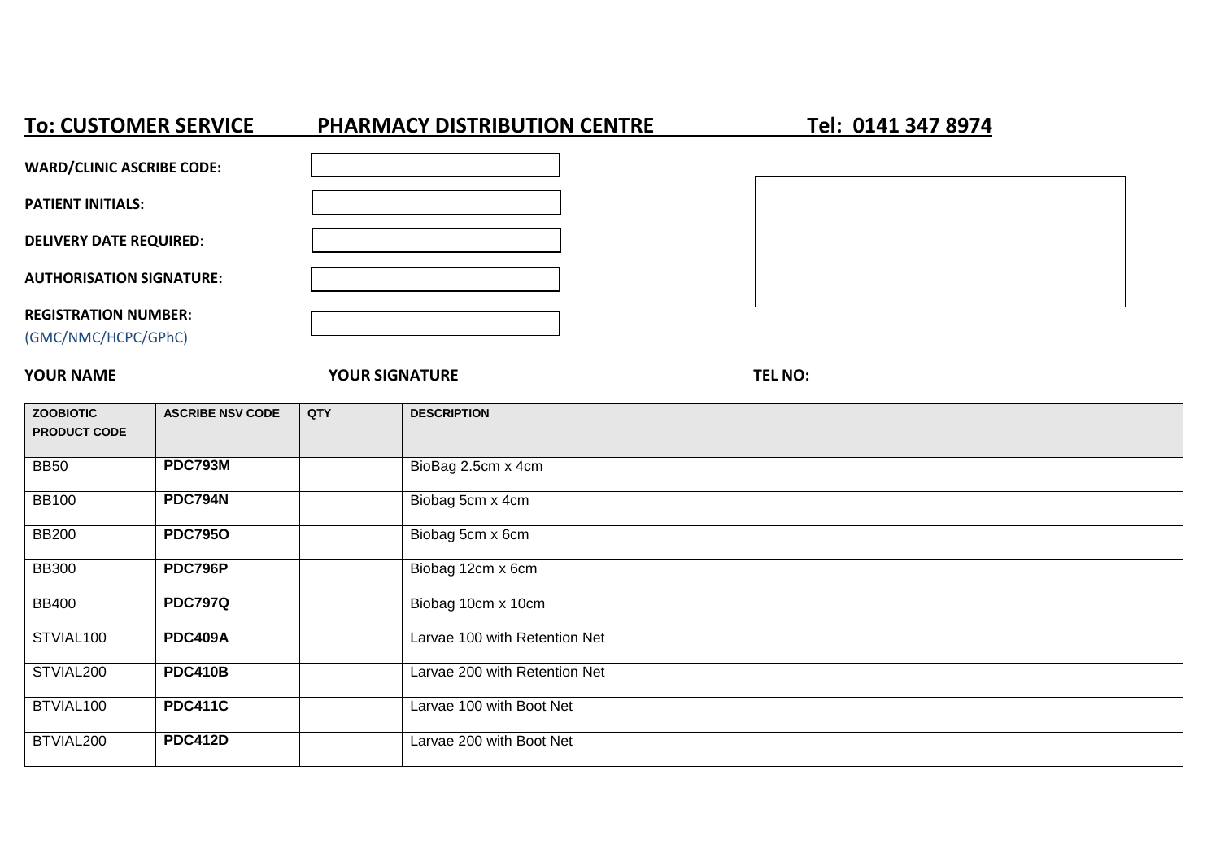**To: CUSTOMER SERVICE** **PHARMACY DISTRIBUTION CENTRE** **Tel: 0141 347 8974**

**WARD/CLINIC ASCRIBE CODE:**

**PATIENT INITIALS:**

**DELIVERY DATE REQUIRED**:

**AUTHORISATION SIGNATURE:**

**REGISTRATION NUMBER:**
(GMC/NMC/HCPC/GPhC)

**YOUR NAME** **YOUR SIGNATURE** **TEL NO:**

| ZOOBIOTIC PRODUCT CODE | ASCRIBE NSV CODE | QTY | DESCRIPTION |
|---|---|---|---|
| BB50 | **PDC793M** | | BioBag 2.5cm x 4cm |
| BB100 | **PDC794N** | | Biobag 5cm x 4cm |
| BB200 | **PDC795O** | | Biobag 5cm x 6cm |
| BB300 | **PDC796P** | | Biobag 12cm x 6cm |
| BB400 | **PDC797Q** | | Biobag 10cm x 10cm |
| STVIAL100 | **PDC409A** | | Larvae 100 with Retention Net |
| STVIAL200 | **PDC410B** | | Larvae 200 with Retention Net |
| BTVIAL100 | **PDC411C** | | Larvae 100 with Boot Net |
| BTVIAL200 | **PDC412D** | | Larvae 200 with Boot Net |